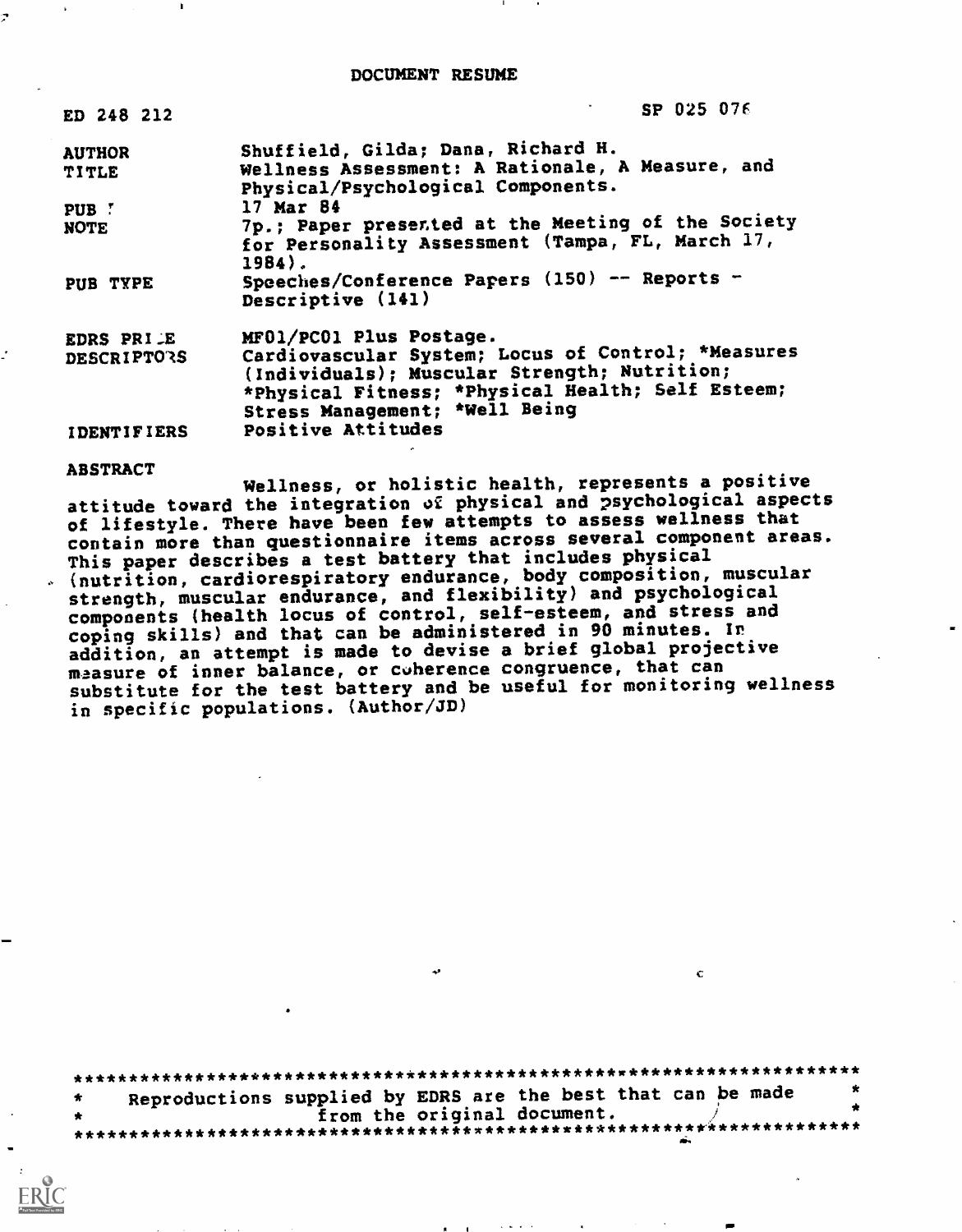DOCUMENT RESUME

| | |
|---|---|
| ED 248 212 | SP 025 076 |
| AUTHOR | Shuffield, Gilda; Dana, Richard H. |
| TITLE | Wellness Assessment: A Rationale, A Measure, and Physical/Psychological Components. |
| PUB DATE | 17 Mar 84 |
| NOTE | 7p.; Paper presented at the Meeting of the Society for Personality Assessment (Tampa, FL, March 17, 1984). |
| PUB TYPE | Speeches/Conference Papers (150) -- Reports - Descriptive (141) |
| EDRS PRICE | MF01/PC01 Plus Postage. |
| DESCRIPTORS | Cardiovascular System; Locus of Control; *Measures (Individuals); Muscular Strength; Nutrition; *Physical Fitness; *Physical Health; Self Esteem; Stress Management; *Well Being |
| IDENTIFIERS | Positive Attitudes |

ABSTRACT

Wellness, or holistic health, represents a positive attitude toward the integration of physical and psychological aspects of lifestyle. There have been few attempts to assess wellness that contain more than questionnaire items across several component areas. This paper describes a test battery that includes physical (nutrition, cardiorespiratory endurance, body composition, muscular strength, muscular endurance, and flexibility) and psychological components (health locus of control, self-esteem, and stress and coping skills) and that can be administered in 90 minutes. In addition, an attempt is made to devise a brief global projective measure of inner balance, or coherence congruence, that can substitute for the test battery and be useful for monitoring wellness in specific populations. (Author/JD)

***********************************************************************
* Reproductions supplied by EDRS are the best that can be made *
* from the original document. *
***********************************************************************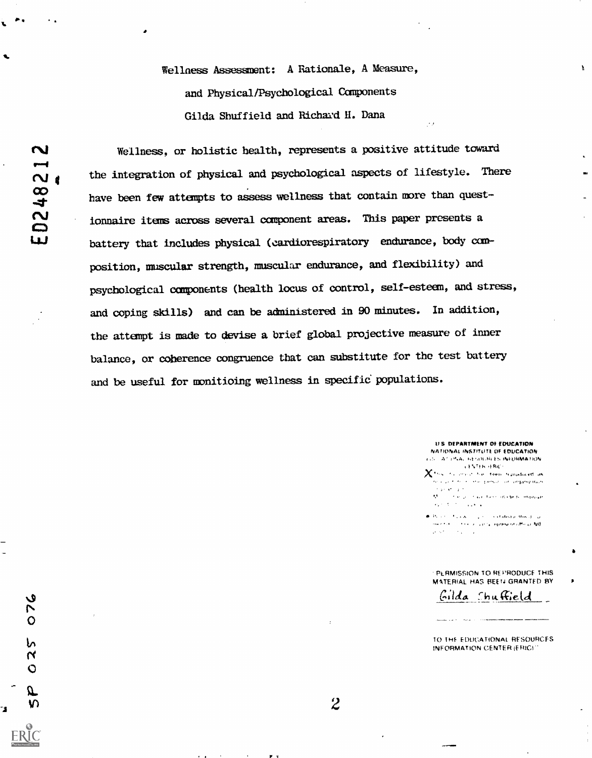Wellness Assessment: A Rationale, A Measure, and Physical/Psychological Components

Gilda Shuffield and Richard H. Dana

Wellness, or holistic health, represents a positive attitude toward the integration of physical and psychological aspects of lifestyle. There have been few attempts to assess wellness that contain more than questionnaire items across several component areas. This paper presents a battery that includes physical (cardiorespiratory endurance, body composition, muscular strength, muscular endurance, and flexibility) and psychological components (health locus of control, self-esteem, and stress, and coping skills) and can be administered in 90 minutes. In addition, the attempt is made to devise a brief global projective measure of inner balance, or coherence congruence that can substitute for the test battery and be useful for monitioing wellness in specific populations.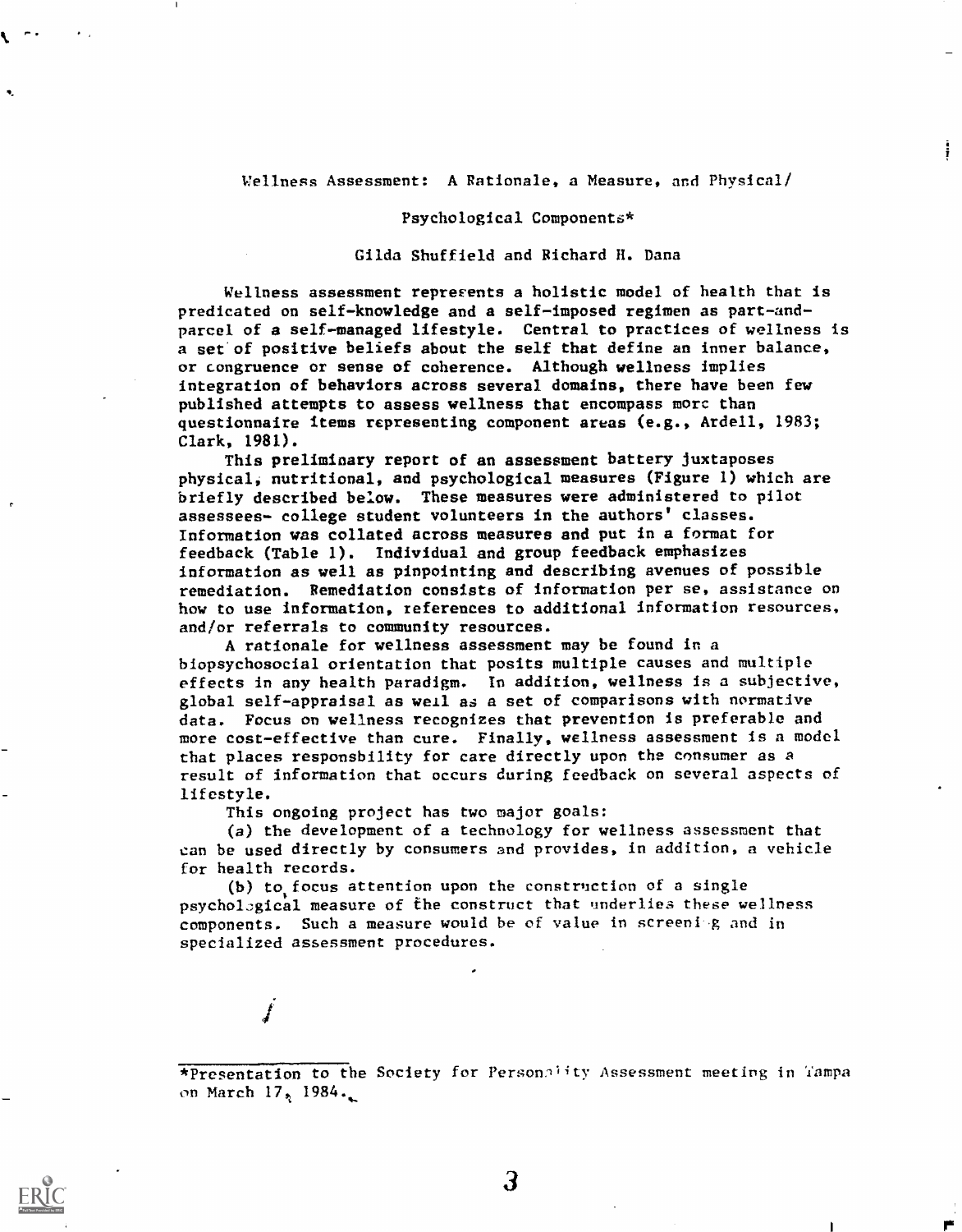# Wellness Assessment: A Rationale, a Measure, and Physical/ Psychological Components*

Gilda Shuffield and Richard H. Dana

Wellness assessment represents a holistic model of health that is predicated on self-knowledge and a self-imposed regimen as part-and-parcel of a self-managed lifestyle. Central to practices of wellness is a set of positive beliefs about the self that define an inner balance, or congruence or sense of coherence. Although wellness implies integration of behaviors across several domains, there have been few published attempts to assess wellness that encompass more than questionnaire items representing component areas (e.g., Ardell, 1983; Clark, 1981).

This preliminary report of an assessment battery juxtaposes physical, nutritional, and psychological measures (Figure 1) which are briefly described below. These measures were administered to pilot assessees- college student volunteers in the authors' classes. Information was collated across measures and put in a format for feedback (Table 1). Individual and group feedback emphasizes information as well as pinpointing and describing avenues of possible remediation. Remediation consists of information per se, assistance on how to use information, references to additional information resources, and/or referrals to community resources.

A rationale for wellness assessment may be found in a biopsychosocial orientation that posits multiple causes and multiple effects in any health paradigm. In addition, wellness is a subjective, global self-appraisal as well as a set of comparisons with normative data. Focus on wellness recognizes that prevention is preferable and more cost-effective than cure. Finally, wellness assessment is a model that places responsbility for care directly upon the consumer as a result of information that occurs during feedback on several aspects of lifestyle.

This ongoing project has two major goals:

(a) the development of a technology for wellness assessment that can be used directly by consumers and provides, in addition, a vehicle for health records.

(b) to focus attention upon the construction of a single psychological measure of the construct that underlies these wellness components. Such a measure would be of value in screening and in specialized assessment procedures.

---

*Presentation to the Society for Personality Assessment meeting in Tampa on March 17, 1984.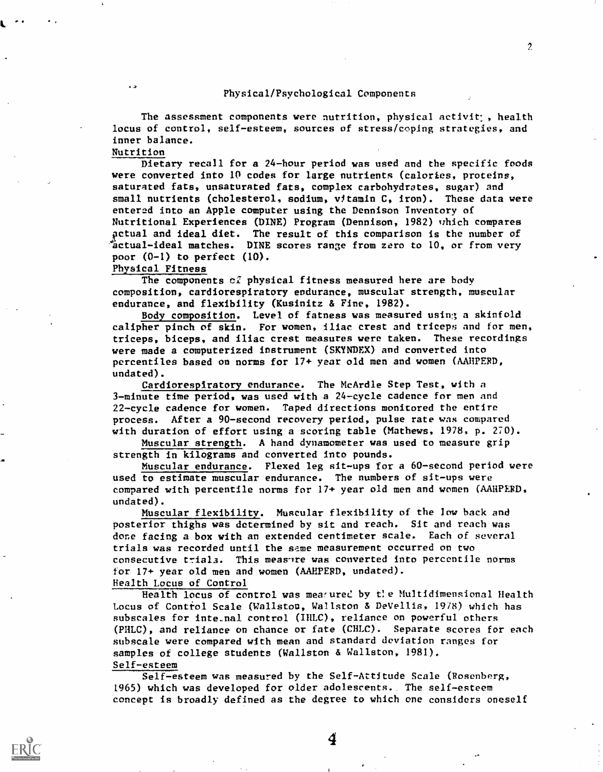## Physical/Psychological Components

The assessment components were nutrition, physical activity, health locus of control, self-esteem, sources of stress/coping strategies, and inner balance.

### Nutrition

Dietary recall for a 24-hour period was used and the specific foods were converted into 10 codes for large nutrients (calories, proteins, saturated fats, unsaturated fats, complex carbohydrates, sugar) and small nutrients (cholesterol, sodium, vitamin C, iron). These data were entered into an Apple computer using the Dennison Inventory of Nutritional Experiences (DINE) Program (Dennison, 1982) which compares actual and ideal diet. The result of this comparison is the number of actual-ideal matches. DINE scores range from zero to 10, or from very poor (0-1) to perfect (10).

### Physical Fitness

The components of physical fitness measured here are body composition, cardiorespiratory endurance, muscular strength, muscular endurance, and flexibility (Kusinitz & Fine, 1982).

Body composition. Level of fatness was measured using a skinfold calipher pinch of skin. For women, iliac crest and triceps and for men, triceps, biceps, and iliac crest measures were taken. These recordings were made a computerized instrument (SKYNDEX) and converted into percentiles based on norms for 17+ year old men and women (AAHPERD, undated).

Cardiorespiratory endurance. The McArdle Step Test, with a 3-minute time period, was used with a 24-cycle cadence for men and 22-cycle cadence for women. Taped directions monitored the entire process. After a 90-second recovery period, pulse rate was compared with duration of effort using a scoring table (Mathews, 1978, p. 270).

Muscular strength. A hand dynamometer was used to measure grip strength in kilograms and converted into pounds.

Muscular endurance. Flexed leg sit-ups for a 60-second period were used to estimate muscular endurance. The numbers of sit-ups were compared with percentile norms for 17+ year old men and women (AAHPERD, undated).

Muscular flexibility. Muscular flexibility of the low back and posterior thighs was determined by sit and reach. Sit and reach was done facing a box with an extended centimeter scale. Each of several trials was recorded until the same measurement occurred on two consecutive trials. This measure was converted into percentile norms for 17+ year old men and women (AAHPERD, undated).

### Health Locus of Control

Health locus of control was measured by the Multidimensional Health Locus of Control Scale (Wallston, Wallston & DeVellis, 1978) which has subscales for internal control (IHLC), reliance on powerful others (PHLC), and reliance on chance or fate (CHLC). Separate scores for each subscale were compared with mean and standard deviation ranges for samples of college students (Wallston & Wallston, 1981).

### Self-esteem

Self-esteem was measured by the Self-Attitude Scale (Rosenberg, 1965) which was developed for older adolescents. The self-esteem concept is broadly defined as the degree to which one considers oneself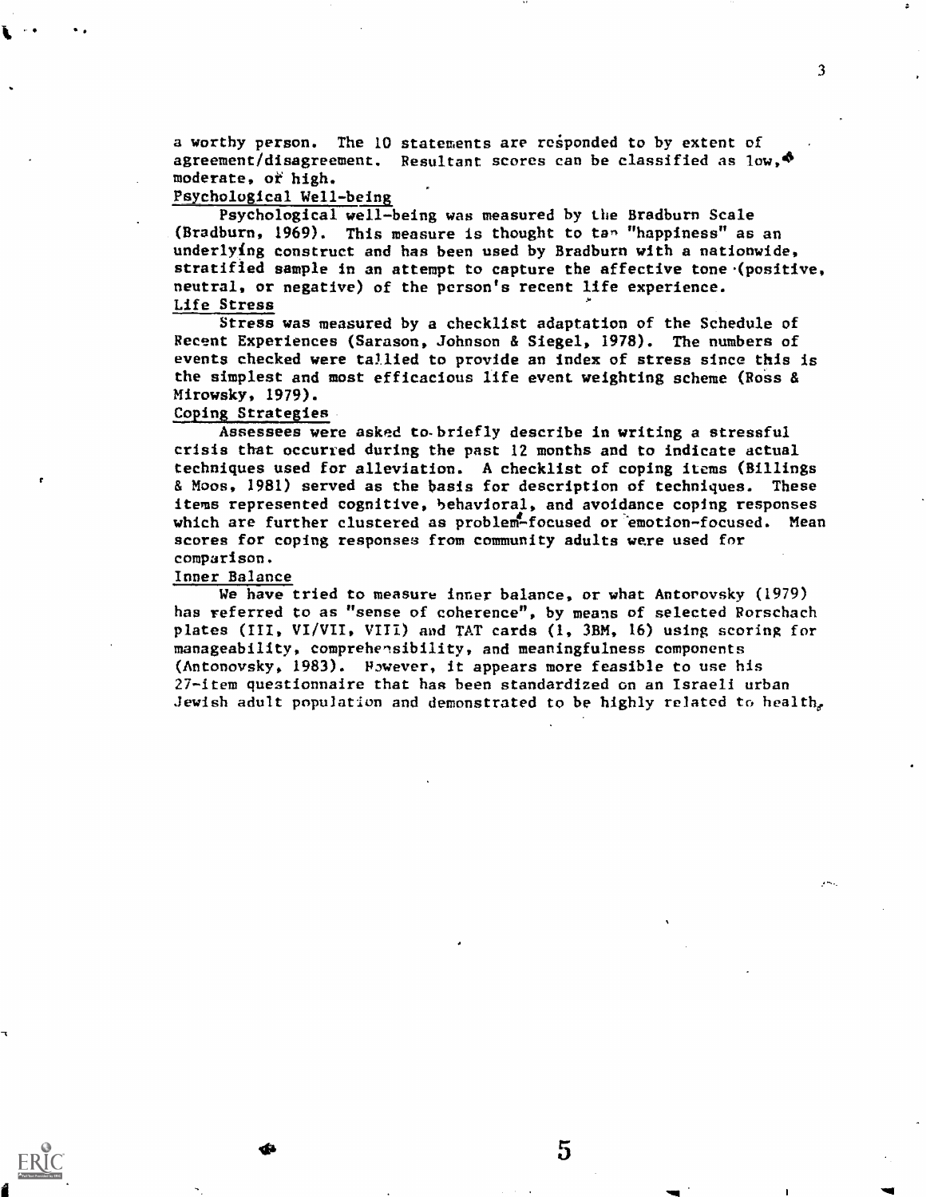a worthy person. The 10 statements are responded to by extent of agreement/disagreement. Resultant scores can be classified as low, moderate, or high.

Psychological Well-being

Psychological well-being was measured by the Bradburn Scale (Bradburn, 1969). This measure is thought to tap "happiness" as an underlying construct and has been used by Bradburn with a nationwide, stratified sample in an attempt to capture the affective tone (positive, neutral, or negative) of the person's recent life experience.

Life Stress

Stress was measured by a checklist adaptation of the Schedule of Recent Experiences (Sarason, Johnson & Siegel, 1978). The numbers of events checked were tallied to provide an index of stress since this is the simplest and most efficacious life event weighting scheme (Ross & Mirowsky, 1979).

Coping Strategies

Assessees were asked to briefly describe in writing a stressful crisis that occurred during the past 12 months and to indicate actual techniques used for alleviation. A checklist of coping items (Billings & Moos, 1981) served as the basis for description of techniques. These items represented cognitive, behavioral, and avoidance coping responses which are further clustered as problem-focused or emotion-focused. Mean scores for coping responses from community adults were used for comparison.

Inner Balance

We have tried to measure inner balance, or what Antonovsky (1979) has referred to as "sense of coherence", by means of selected Rorschach plates (III, VI/VII, VIII) and TAT cards (1, 3BM, 16) using scoring for manageability, comprehensibility, and meaningfulness components (Antonovsky, 1983). However, it appears more feasible to use his 27-item questionnaire that has been standardized on an Israeli urban Jewish adult population and demonstrated to be highly related to health,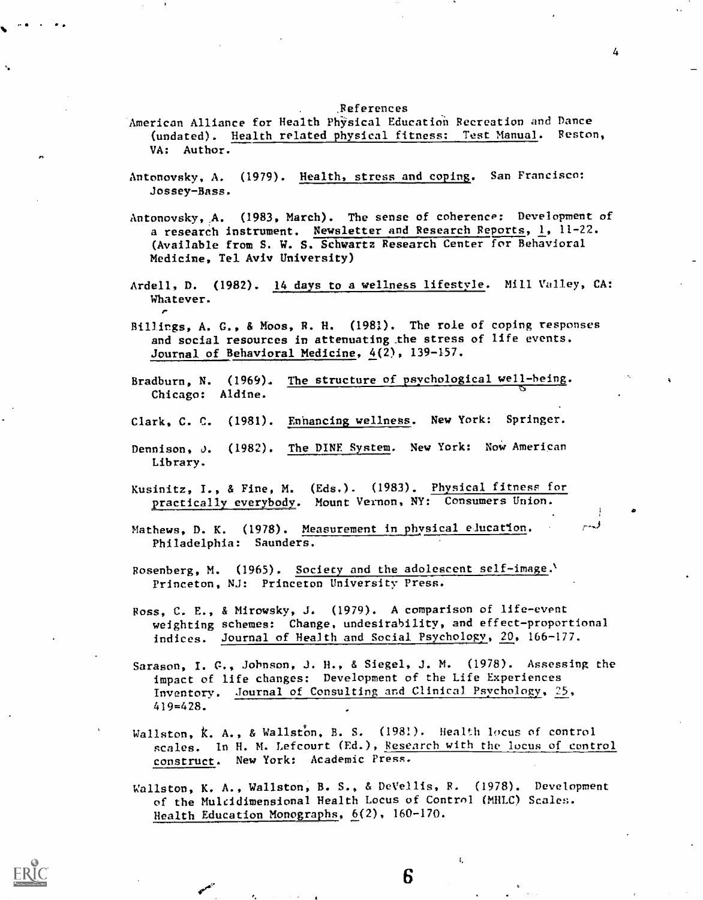# References

American Alliance for Health Physical Education Recreation and Dance (undated). Health related physical fitness: Test Manual. Reston, VA: Author.

Antonovsky, A. (1979). Health, stress and coping. San Francisco: Jossey-Bass.

Antonovsky, A. (1983, March). The sense of coherence: Development of a research instrument. Newsletter and Research Reports, 1, 11-22. (Available from S. W. S. Schwartz Research Center for Behavioral Medicine, Tel Aviv University)

Ardell, D. (1982). 14 days to a wellness lifestyle. Mill Valley, CA: Whatever.

Billings, A. G., & Moos, R. H. (1981). The role of coping responses and social resources in attenuating the stress of life events. Journal of Behavioral Medicine, 4(2), 139-157.

Bradburn, N. (1969). The structure of psychological well-being. Chicago: Aldine.

Clark, C. C. (1981). Enhancing wellness. New York: Springer.

Dennison, D. (1982). The DINE System. New York: Now American Library.

Kusinitz, I., & Fine, M. (Eds.). (1983). Physical fitness for practically everybody. Mount Vernon, NY: Consumers Union.

Mathews, D. K. (1978). Measurement in physical education. Philadelphia: Saunders.

Rosenberg, M. (1965). Society and the adolescent self-image. Princeton, NJ: Princeton University Press.

Ross, C. E., & Mirowsky, J. (1979). A comparison of life-event weighting schemes: Change, undesirability, and effect-proportional indices. Journal of Health and Social Psychology, 20, 166-177.

Sarason, I. G., Johnson, J. H., & Siegel, J. M. (1978). Assessing the impact of life changes: Development of the Life Experiences Inventory. Journal of Consulting and Clinical Psychology, 25, 419=428.

Wallston, K. A., & Wallston, B. S. (1981). Health locus of control scales. In H. M. Lefcourt (Ed.), Research with the locus of control construct. New York: Academic Press.

Wallston, K. A., Wallston, B. S., & DeVellis, R. (1978). Development of the Mulcidimensional Health Locus of Control (MHLC) Scales. Health Education Monographs, 6(2), 160-170.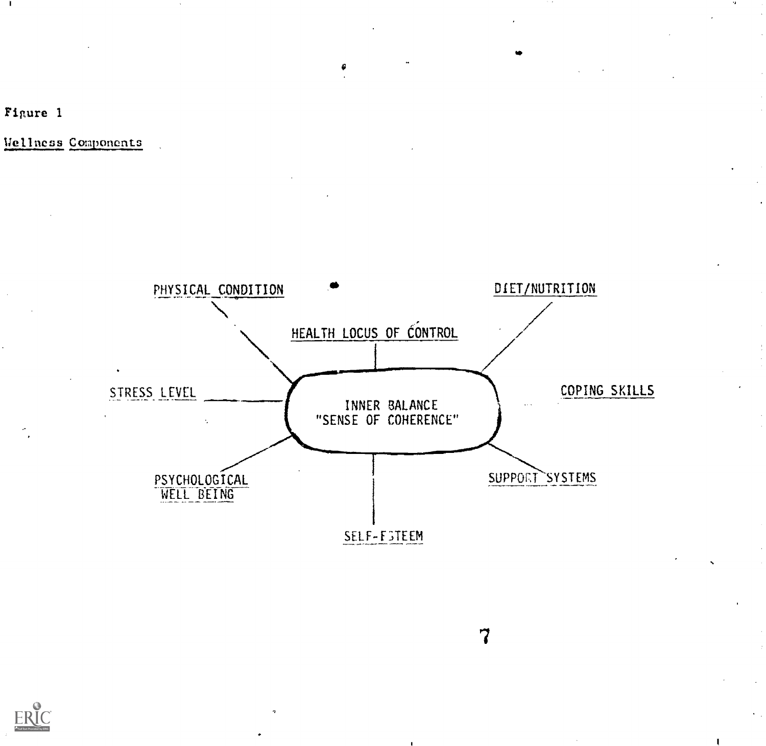Figure 1

Wellness Components

PHYSICAL CONDITION

DIET/NUTRITION

HEALTH LOCUS OF CONTROL

STRESS LEVEL

INNER BALANCE
"SENSE OF COHERENCE"

COPING SKILLS

PSYCHOLOGICAL
WELL BEING

SUPPORT SYSTEMS

SELF-ESTEEM